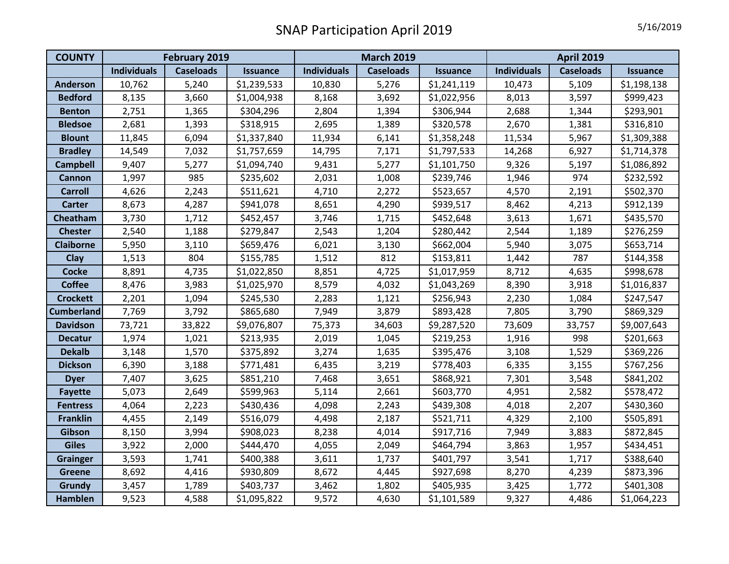# SNAP Participation April 2019

5/16/2019

| COUNTY | February 2019 | | | March 2019 | | | April 2019 | | |
|---|---|---|---|---|---|---|---|---|---|
| | Individuals | Caseloads | Issuance | Individuals | Caseloads | Issuance | Individuals | Caseloads | Issuance |
| Anderson | 10,762 | 5,240 | $1,239,533 | 10,830 | 5,276 | $1,241,119 | 10,473 | 5,109 | $1,198,138 |
| Bedford | 8,135 | 3,660 | $1,004,938 | 8,168 | 3,692 | $1,022,956 | 8,013 | 3,597 | $999,423 |
| Benton | 2,751 | 1,365 | $304,296 | 2,804 | 1,394 | $306,944 | 2,688 | 1,344 | $293,901 |
| Bledsoe | 2,681 | 1,393 | $318,915 | 2,695 | 1,389 | $320,578 | 2,670 | 1,381 | $316,810 |
| Blount | 11,845 | 6,094 | $1,337,840 | 11,934 | 6,141 | $1,358,248 | 11,534 | 5,967 | $1,309,388 |
| Bradley | 14,549 | 7,032 | $1,757,659 | 14,795 | 7,171 | $1,797,533 | 14,268 | 6,927 | $1,714,378 |
| Campbell | 9,407 | 5,277 | $1,094,740 | 9,431 | 5,277 | $1,101,750 | 9,326 | 5,197 | $1,086,892 |
| Cannon | 1,997 | 985 | $235,602 | 2,031 | 1,008 | $239,746 | 1,946 | 974 | $232,592 |
| Carroll | 4,626 | 2,243 | $511,621 | 4,710 | 2,272 | $523,657 | 4,570 | 2,191 | $502,370 |
| Carter | 8,673 | 4,287 | $941,078 | 8,651 | 4,290 | $939,517 | 8,462 | 4,213 | $912,139 |
| Cheatham | 3,730 | 1,712 | $452,457 | 3,746 | 1,715 | $452,648 | 3,613 | 1,671 | $435,570 |
| Chester | 2,540 | 1,188 | $279,847 | 2,543 | 1,204 | $280,442 | 2,544 | 1,189 | $276,259 |
| Claiborne | 5,950 | 3,110 | $659,476 | 6,021 | 3,130 | $662,004 | 5,940 | 3,075 | $653,714 |
| Clay | 1,513 | 804 | $155,785 | 1,512 | 812 | $153,811 | 1,442 | 787 | $144,358 |
| Cocke | 8,891 | 4,735 | $1,022,850 | 8,851 | 4,725 | $1,017,959 | 8,712 | 4,635 | $998,678 |
| Coffee | 8,476 | 3,983 | $1,025,970 | 8,579 | 4,032 | $1,043,269 | 8,390 | 3,918 | $1,016,837 |
| Crockett | 2,201 | 1,094 | $245,530 | 2,283 | 1,121 | $256,943 | 2,230 | 1,084 | $247,547 |
| Cumberland | 7,769 | 3,792 | $865,680 | 7,949 | 3,879 | $893,428 | 7,805 | 3,790 | $869,329 |
| Davidson | 73,721 | 33,822 | $9,076,807 | 75,373 | 34,603 | $9,287,520 | 73,609 | 33,757 | $9,007,643 |
| Decatur | 1,974 | 1,021 | $213,935 | 2,019 | 1,045 | $219,253 | 1,916 | 998 | $201,663 |
| Dekalb | 3,148 | 1,570 | $375,892 | 3,274 | 1,635 | $395,476 | 3,108 | 1,529 | $369,226 |
| Dickson | 6,390 | 3,188 | $771,481 | 6,435 | 3,219 | $778,403 | 6,335 | 3,155 | $767,256 |
| Dyer | 7,407 | 3,625 | $851,210 | 7,468 | 3,651 | $868,921 | 7,301 | 3,548 | $841,202 |
| Fayette | 5,073 | 2,649 | $599,963 | 5,114 | 2,661 | $603,770 | 4,951 | 2,582 | $578,472 |
| Fentress | 4,064 | 2,223 | $430,436 | 4,098 | 2,243 | $439,308 | 4,018 | 2,207 | $430,360 |
| Franklin | 4,455 | 2,149 | $516,079 | 4,498 | 2,187 | $521,711 | 4,329 | 2,100 | $505,891 |
| Gibson | 8,150 | 3,994 | $908,023 | 8,238 | 4,014 | $917,716 | 7,949 | 3,883 | $872,845 |
| Giles | 3,922 | 2,000 | $444,470 | 4,055 | 2,049 | $464,794 | 3,863 | 1,957 | $434,451 |
| Grainger | 3,593 | 1,741 | $400,388 | 3,611 | 1,737 | $401,797 | 3,541 | 1,717 | $388,640 |
| Greene | 8,692 | 4,416 | $930,809 | 8,672 | 4,445 | $927,698 | 8,270 | 4,239 | $873,396 |
| Grundy | 3,457 | 1,789 | $403,737 | 3,462 | 1,802 | $405,935 | 3,425 | 1,772 | $401,308 |
| Hamblen | 9,523 | 4,588 | $1,095,822 | 9,572 | 4,630 | $1,101,589 | 9,327 | 4,486 | $1,064,223 |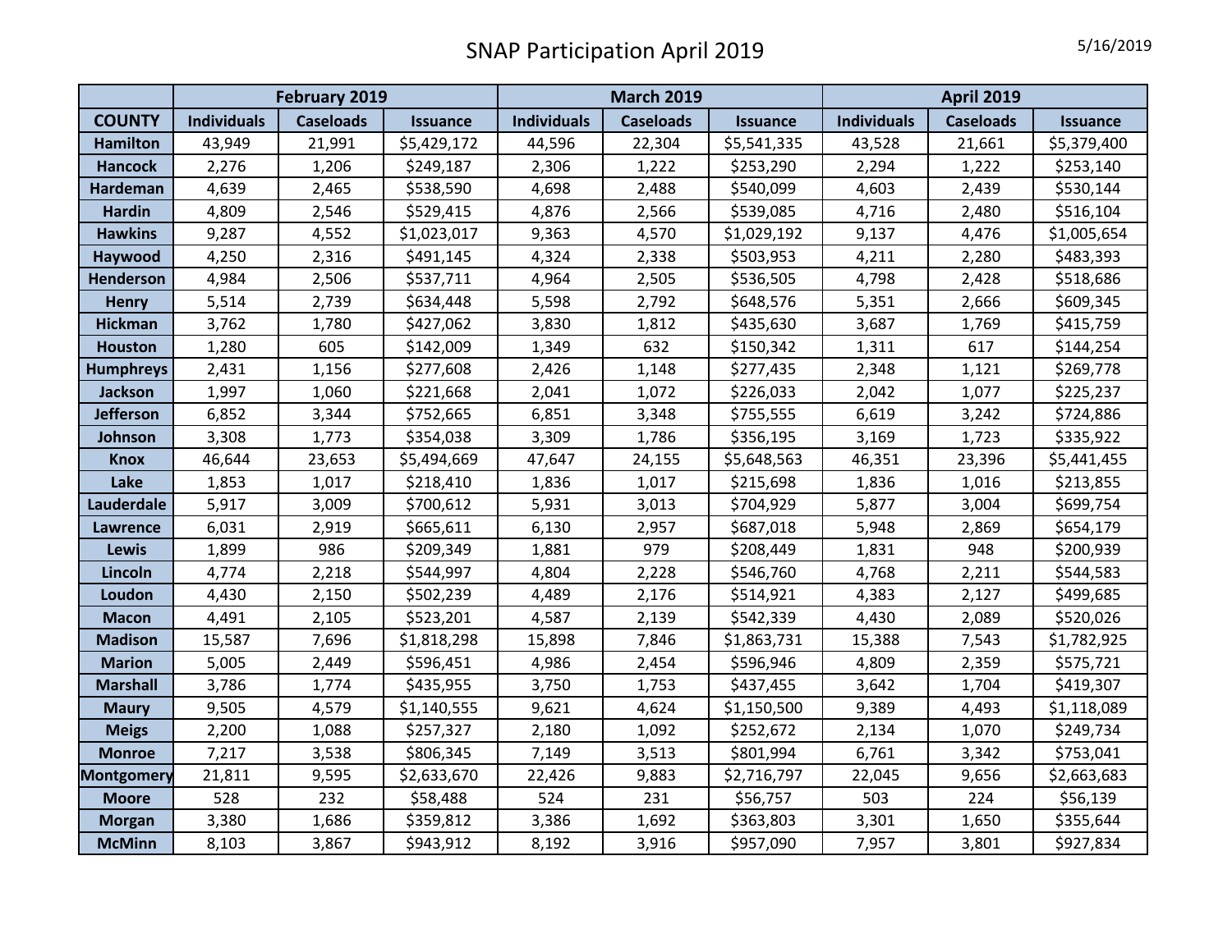# SNAP Participation April 2019

5/16/2019

| | February 2019 | | | March 2019 | | | April 2019 | | |
|---|---|---|---|---|---|---|---|---|---|
| COUNTY | Individuals | Caseloads | Issuance | Individuals | Caseloads | Issuance | Individuals | Caseloads | Issuance |
| Hamilton | 43,949 | 21,991 | $5,429,172 | 44,596 | 22,304 | $5,541,335 | 43,528 | 21,661 | $5,379,400 |
| Hancock | 2,276 | 1,206 | $249,187 | 2,306 | 1,222 | $253,290 | 2,294 | 1,222 | $253,140 |
| Hardeman | 4,639 | 2,465 | $538,590 | 4,698 | 2,488 | $540,099 | 4,603 | 2,439 | $530,144 |
| Hardin | 4,809 | 2,546 | $529,415 | 4,876 | 2,566 | $539,085 | 4,716 | 2,480 | $516,104 |
| Hawkins | 9,287 | 4,552 | $1,023,017 | 9,363 | 4,570 | $1,029,192 | 9,137 | 4,476 | $1,005,654 |
| Haywood | 4,250 | 2,316 | $491,145 | 4,324 | 2,338 | $503,953 | 4,211 | 2,280 | $483,393 |
| Henderson | 4,984 | 2,506 | $537,711 | 4,964 | 2,505 | $536,505 | 4,798 | 2,428 | $518,686 |
| Henry | 5,514 | 2,739 | $634,448 | 5,598 | 2,792 | $648,576 | 5,351 | 2,666 | $609,345 |
| Hickman | 3,762 | 1,780 | $427,062 | 3,830 | 1,812 | $435,630 | 3,687 | 1,769 | $415,759 |
| Houston | 1,280 | 605 | $142,009 | 1,349 | 632 | $150,342 | 1,311 | 617 | $144,254 |
| Humphreys | 2,431 | 1,156 | $277,608 | 2,426 | 1,148 | $277,435 | 2,348 | 1,121 | $269,778 |
| Jackson | 1,997 | 1,060 | $221,668 | 2,041 | 1,072 | $226,033 | 2,042 | 1,077 | $225,237 |
| Jefferson | 6,852 | 3,344 | $752,665 | 6,851 | 3,348 | $755,555 | 6,619 | 3,242 | $724,886 |
| Johnson | 3,308 | 1,773 | $354,038 | 3,309 | 1,786 | $356,195 | 3,169 | 1,723 | $335,922 |
| Knox | 46,644 | 23,653 | $5,494,669 | 47,647 | 24,155 | $5,648,563 | 46,351 | 23,396 | $5,441,455 |
| Lake | 1,853 | 1,017 | $218,410 | 1,836 | 1,017 | $215,698 | 1,836 | 1,016 | $213,855 |
| Lauderdale | 5,917 | 3,009 | $700,612 | 5,931 | 3,013 | $704,929 | 5,877 | 3,004 | $699,754 |
| Lawrence | 6,031 | 2,919 | $665,611 | 6,130 | 2,957 | $687,018 | 5,948 | 2,869 | $654,179 |
| Lewis | 1,899 | 986 | $209,349 | 1,881 | 979 | $208,449 | 1,831 | 948 | $200,939 |
| Lincoln | 4,774 | 2,218 | $544,997 | 4,804 | 2,228 | $546,760 | 4,768 | 2,211 | $544,583 |
| Loudon | 4,430 | 2,150 | $502,239 | 4,489 | 2,176 | $514,921 | 4,383 | 2,127 | $499,685 |
| Macon | 4,491 | 2,105 | $523,201 | 4,587 | 2,139 | $542,339 | 4,430 | 2,089 | $520,026 |
| Madison | 15,587 | 7,696 | $1,818,298 | 15,898 | 7,846 | $1,863,731 | 15,388 | 7,543 | $1,782,925 |
| Marion | 5,005 | 2,449 | $596,451 | 4,986 | 2,454 | $596,946 | 4,809 | 2,359 | $575,721 |
| Marshall | 3,786 | 1,774 | $435,955 | 3,750 | 1,753 | $437,455 | 3,642 | 1,704 | $419,307 |
| Maury | 9,505 | 4,579 | $1,140,555 | 9,621 | 4,624 | $1,150,500 | 9,389 | 4,493 | $1,118,089 |
| Meigs | 2,200 | 1,088 | $257,327 | 2,180 | 1,092 | $252,672 | 2,134 | 1,070 | $249,734 |
| Monroe | 7,217 | 3,538 | $806,345 | 7,149 | 3,513 | $801,994 | 6,761 | 3,342 | $753,041 |
| Montgomery | 21,811 | 9,595 | $2,633,670 | 22,426 | 9,883 | $2,716,797 | 22,045 | 9,656 | $2,663,683 |
| Moore | 528 | 232 | $58,488 | 524 | 231 | $56,757 | 503 | 224 | $56,139 |
| Morgan | 3,380 | 1,686 | $359,812 | 3,386 | 1,692 | $363,803 | 3,301 | 1,650 | $355,644 |
| McMinn | 8,103 | 3,867 | $943,912 | 8,192 | 3,916 | $957,090 | 7,957 | 3,801 | $927,834 |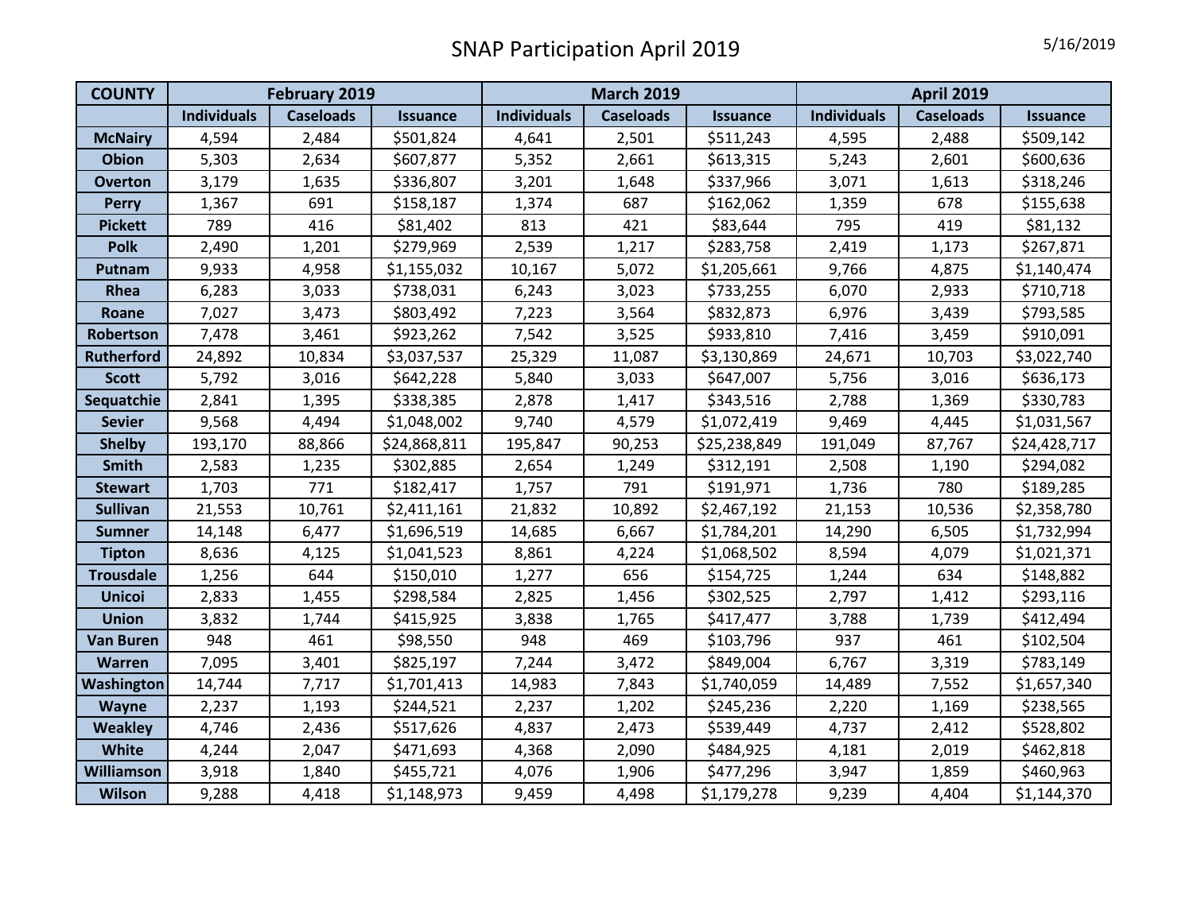# SNAP Participation April 2019

5/16/2019

| COUNTY | February 2019 | | | March 2019 | | | April 2019 | | |
|---|---|---|---|---|---|---|---|---|---|
| | Individuals | Caseloads | Issuance | Individuals | Caseloads | Issuance | Individuals | Caseloads | Issuance |
| McNairy | 4,594 | 2,484 | $501,824 | 4,641 | 2,501 | $511,243 | 4,595 | 2,488 | $509,142 |
| Obion | 5,303 | 2,634 | $607,877 | 5,352 | 2,661 | $613,315 | 5,243 | 2,601 | $600,636 |
| Overton | 3,179 | 1,635 | $336,807 | 3,201 | 1,648 | $337,966 | 3,071 | 1,613 | $318,246 |
| Perry | 1,367 | 691 | $158,187 | 1,374 | 687 | $162,062 | 1,359 | 678 | $155,638 |
| Pickett | 789 | 416 | $81,402 | 813 | 421 | $83,644 | 795 | 419 | $81,132 |
| Polk | 2,490 | 1,201 | $279,969 | 2,539 | 1,217 | $283,758 | 2,419 | 1,173 | $267,871 |
| Putnam | 9,933 | 4,958 | $1,155,032 | 10,167 | 5,072 | $1,205,661 | 9,766 | 4,875 | $1,140,474 |
| Rhea | 6,283 | 3,033 | $738,031 | 6,243 | 3,023 | $733,255 | 6,070 | 2,933 | $710,718 |
| Roane | 7,027 | 3,473 | $803,492 | 7,223 | 3,564 | $832,873 | 6,976 | 3,439 | $793,585 |
| Robertson | 7,478 | 3,461 | $923,262 | 7,542 | 3,525 | $933,810 | 7,416 | 3,459 | $910,091 |
| Rutherford | 24,892 | 10,834 | $3,037,537 | 25,329 | 11,087 | $3,130,869 | 24,671 | 10,703 | $3,022,740 |
| Scott | 5,792 | 3,016 | $642,228 | 5,840 | 3,033 | $647,007 | 5,756 | 3,016 | $636,173 |
| Sequatchie | 2,841 | 1,395 | $338,385 | 2,878 | 1,417 | $343,516 | 2,788 | 1,369 | $330,783 |
| Sevier | 9,568 | 4,494 | $1,048,002 | 9,740 | 4,579 | $1,072,419 | 9,469 | 4,445 | $1,031,567 |
| Shelby | 193,170 | 88,866 | $24,868,811 | 195,847 | 90,253 | $25,238,849 | 191,049 | 87,767 | $24,428,717 |
| Smith | 2,583 | 1,235 | $302,885 | 2,654 | 1,249 | $312,191 | 2,508 | 1,190 | $294,082 |
| Stewart | 1,703 | 771 | $182,417 | 1,757 | 791 | $191,971 | 1,736 | 780 | $189,285 |
| Sullivan | 21,553 | 10,761 | $2,411,161 | 21,832 | 10,892 | $2,467,192 | 21,153 | 10,536 | $2,358,780 |
| Sumner | 14,148 | 6,477 | $1,696,519 | 14,685 | 6,667 | $1,784,201 | 14,290 | 6,505 | $1,732,994 |
| Tipton | 8,636 | 4,125 | $1,041,523 | 8,861 | 4,224 | $1,068,502 | 8,594 | 4,079 | $1,021,371 |
| Trousdale | 1,256 | 644 | $150,010 | 1,277 | 656 | $154,725 | 1,244 | 634 | $148,882 |
| Unicoi | 2,833 | 1,455 | $298,584 | 2,825 | 1,456 | $302,525 | 2,797 | 1,412 | $293,116 |
| Union | 3,832 | 1,744 | $415,925 | 3,838 | 1,765 | $417,477 | 3,788 | 1,739 | $412,494 |
| Van Buren | 948 | 461 | $98,550 | 948 | 469 | $103,796 | 937 | 461 | $102,504 |
| Warren | 7,095 | 3,401 | $825,197 | 7,244 | 3,472 | $849,004 | 6,767 | 3,319 | $783,149 |
| Washington | 14,744 | 7,717 | $1,701,413 | 14,983 | 7,843 | $1,740,059 | 14,489 | 7,552 | $1,657,340 |
| Wayne | 2,237 | 1,193 | $244,521 | 2,237 | 1,202 | $245,236 | 2,220 | 1,169 | $238,565 |
| Weakley | 4,746 | 2,436 | $517,626 | 4,837 | 2,473 | $539,449 | 4,737 | 2,412 | $528,802 |
| White | 4,244 | 2,047 | $471,693 | 4,368 | 2,090 | $484,925 | 4,181 | 2,019 | $462,818 |
| Williamson | 3,918 | 1,840 | $455,721 | 4,076 | 1,906 | $477,296 | 3,947 | 1,859 | $460,963 |
| Wilson | 9,288 | 4,418 | $1,148,973 | 9,459 | 4,498 | $1,179,278 | 9,239 | 4,404 | $1,144,370 |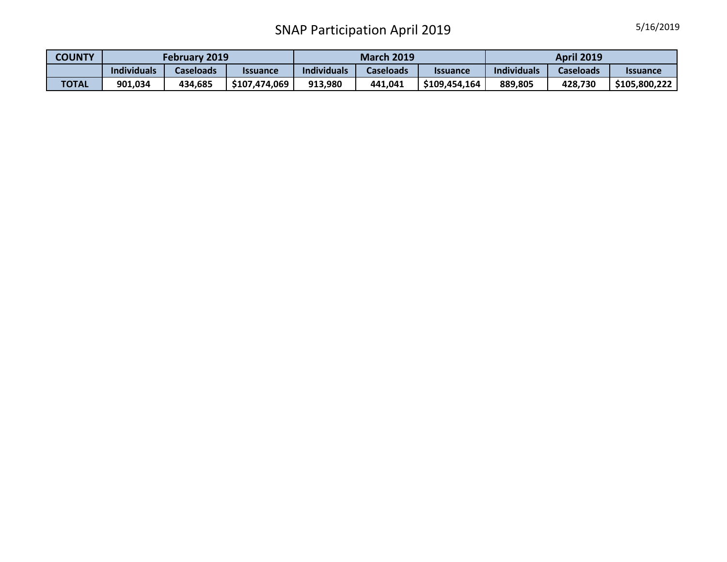# SNAP Participation April 2019

5/16/2019

| COUNTY | February 2019 | | | March 2019 | | | April 2019 | | |
|---|---|---|---|---|---|---|---|---|---|
| | Individuals | Caseloads | Issuance | Individuals | Caseloads | Issuance | Individuals | Caseloads | Issuance |
| TOTAL | 901,034 | 434,685 | $107,474,069 | 913,980 | 441,041 | $109,454,164 | 889,805 | 428,730 | $105,800,222 |